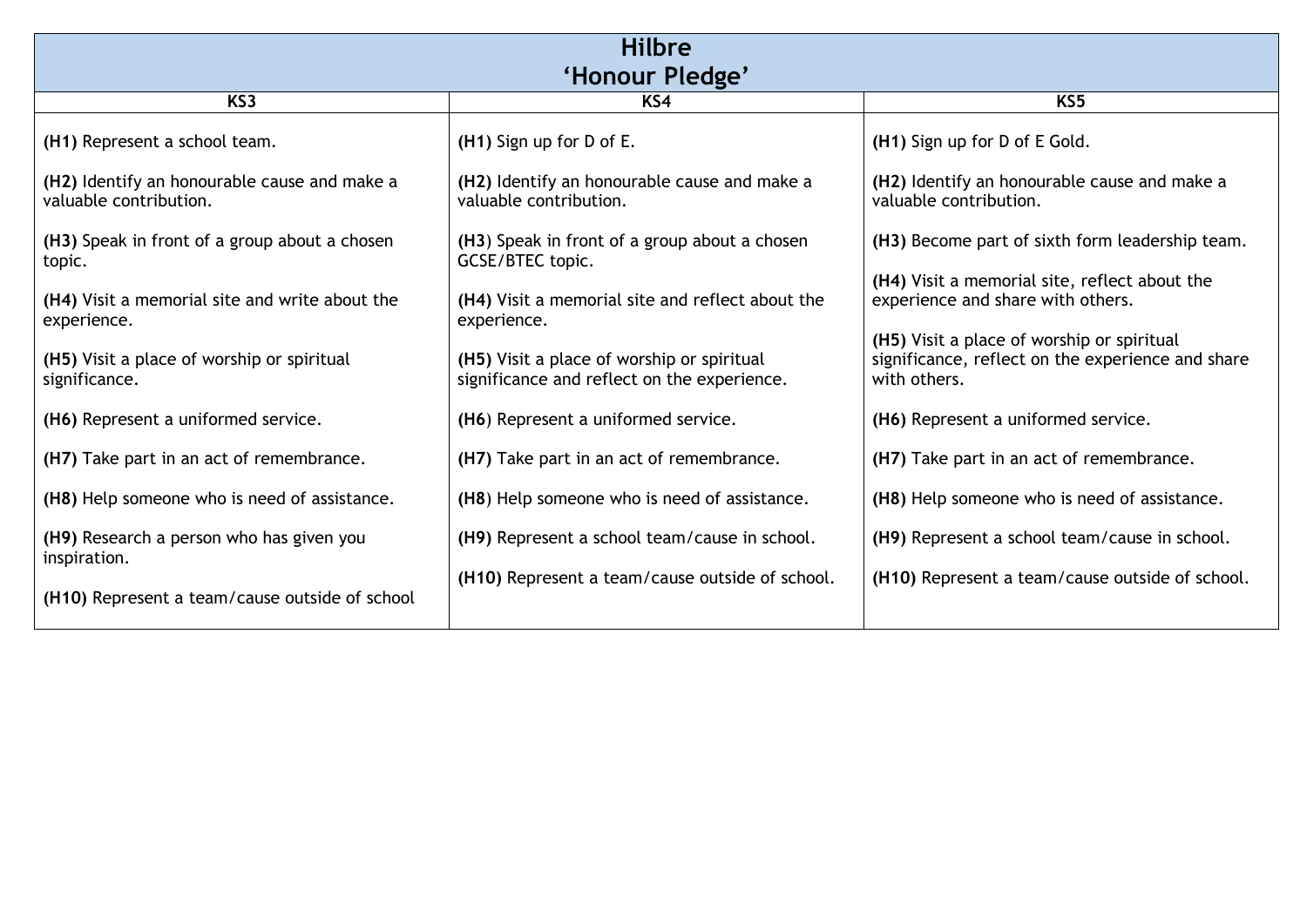# Hilbre
## 'Honour Pledge'

| KS3 | KS4 | KS5 |
|---|---|---|
| **(H1)** Represent a school team. | **(H1)** Sign up for D of E. | **(H1)** Sign up for D of E Gold. |
| **(H2)** Identify an honourable cause and make a valuable contribution. | **(H2)** Identify an honourable cause and make a valuable contribution. | **(H2)** Identify an honourable cause and make a valuable contribution. |
| **(H3)** Speak in front of a group about a chosen topic. | **(H3)** Speak in front of a group about a chosen GCSE/BTEC topic. | **(H3)** Become part of sixth form leadership team. |
| **(H4)** Visit a memorial site and write about the experience. | **(H4)** Visit a memorial site and reflect about the experience. | **(H4)** Visit a memorial site, reflect about the experience and share with others. |
| **(H5)** Visit a place of worship or spiritual significance. | **(H5)** Visit a place of worship or spiritual significance and reflect on the experience. | **(H5)** Visit a place of worship or spiritual significance, reflect on the experience and share with others. |
| **(H6)** Represent a uniformed service. | **(H6)** Represent a uniformed service. | **(H6)** Represent a uniformed service. |
| **(H7)** Take part in an act of remembrance. | **(H7)** Take part in an act of remembrance. | **(H7)** Take part in an act of remembrance. |
| **(H8)** Help someone who is need of assistance. | **(H8)** Help someone who is need of assistance. | **(H8)** Help someone who is need of assistance. |
| **(H9)** Research a person who has given you inspiration. | **(H9)** Represent a school team/cause in school. | **(H9)** Represent a school team/cause in school. |
| **(H10)** Represent a team/cause outside of school | **(H10)** Represent a team/cause outside of school. | **(H10)** Represent a team/cause outside of school. |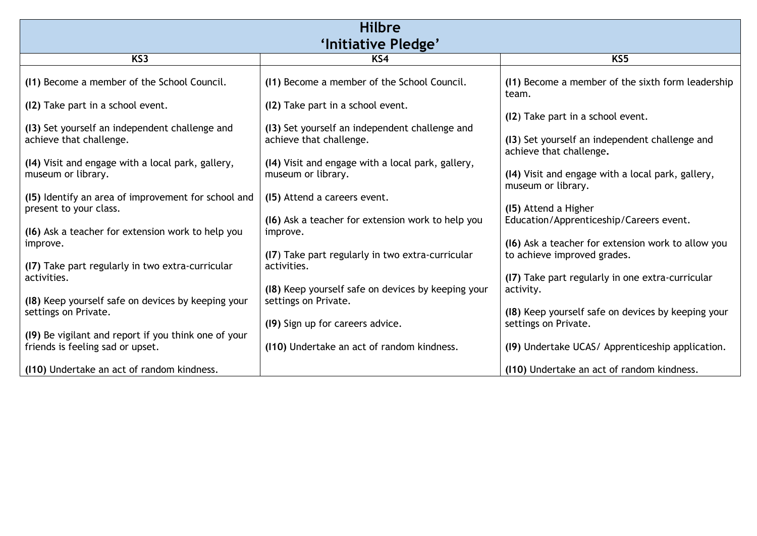# Hilbre
## 'Initiative Pledge'

| KS3 | KS4 | KS5 |
|---|---|---|
| **(I1)** Become a member of the School Council. | **(I1)** Become a member of the School Council. | **(I1)** Become a member of the sixth form leadership team. |
| **(I2)** Take part in a school event. | **(I2)** Take part in a school event. | **(I2**) Take part in a school event. |
| **(I3)** Set yourself an independent challenge and achieve that challenge. | **(I3)** Set yourself an independent challenge and achieve that challenge. | **(I3**) Set yourself an independent challenge and achieve that challenge**.** |
| **(I4)** Visit and engage with a local park, gallery, museum or library. | **(I4)** Visit and engage with a local park, gallery, museum or library. | **(I4)** Visit and engage with a local park, gallery, museum or library. |
| **(I5)** Identify an area of improvement for school and present to your class. | **(I5)** Attend a careers event. | **(I5)** Attend a Higher Education/Apprenticeship/Careers event. |
| **(I6)** Ask a teacher for extension work to help you improve. | **(I6)** Ask a teacher for extension work to help you improve. | **(I6)** Ask a teacher for extension work to allow you to achieve improved grades. |
| **(I7)** Take part regularly in two extra-curricular activities. | **(I7**) Take part regularly in two extra-curricular activities. | **(I7)** Take part regularly in one extra-curricular activity. |
| **(I8)** Keep yourself safe on devices by keeping your settings on Private. | **(I8)** Keep yourself safe on devices by keeping your settings on Private. | **(I8)** Keep yourself safe on devices by keeping your settings on Private. |
| **(I9)** Be vigilant and report if you think one of your friends is feeling sad or upset. | **(I9)** Sign up for careers advice. | **(I9)** Undertake UCAS/ Apprenticeship application. |
| **(I10)** Undertake an act of random kindness. | **(I10)** Undertake an act of random kindness. | **(I10)** Undertake an act of random kindness. |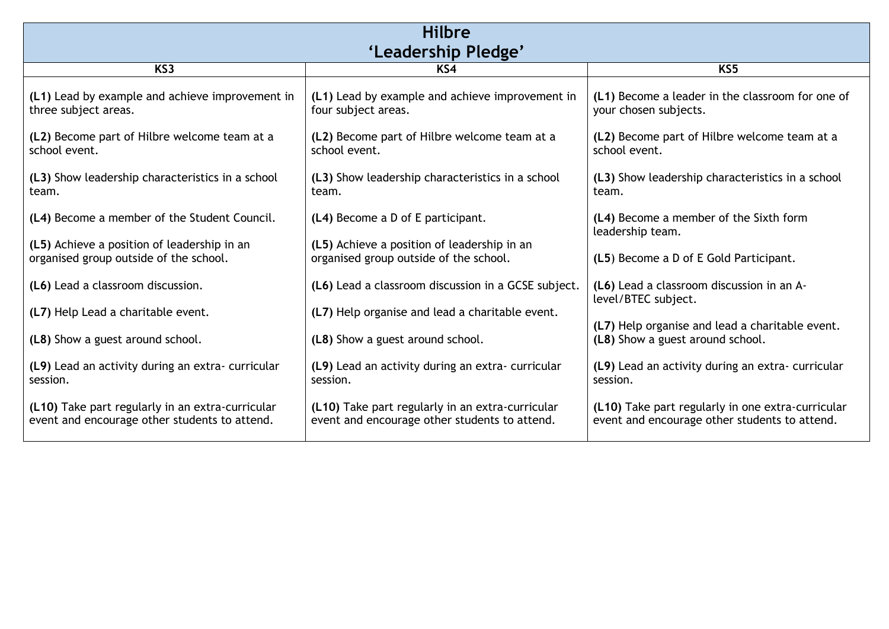# Hilbre
## 'Leadership Pledge'

| KS3 | KS4 | KS5 |
|---|---|---|
| **(L1)** Lead by example and achieve improvement in three subject areas. | **(L1)** Lead by example and achieve improvement in four subject areas. | **(L1)** Become a leader in the classroom for one of your chosen subjects. |
| **(L2)** Become part of Hilbre welcome team at a school event. | **(L2)** Become part of Hilbre welcome team at a school event. | **(L2)** Become part of Hilbre welcome team at a school event. |
| **(L3)** Show leadership characteristics in a school team. | **(L3)** Show leadership characteristics in a school team. | **(L3)** Show leadership characteristics in a school team. |
| **(L4)** Become a member of the Student Council. | **(L4)** Become a D of E participant. | **(L4)** Become a member of the Sixth form leadership team. |
| **(L5)** Achieve a position of leadership in an organised group outside of the school. | **(L5)** Achieve a position of leadership in an organised group outside of the school. | **(L5**) Become a D of E Gold Participant. |
| **(L6)** Lead a classroom discussion. | **(L6)** Lead a classroom discussion in a GCSE subject. | **(L6)** Lead a classroom discussion in an A-level/BTEC subject. |
| **(L7)** Help Lead a charitable event. | **(L7)** Help organise and lead a charitable event. | **(L7)** Help organise and lead a charitable event. |
| **(L8)** Show a guest around school. | **(L8)** Show a guest around school. | **(L8)** Show a guest around school. |
| **(L9)** Lead an activity during an extra- curricular session. | **(L9)** Lead an activity during an extra- curricular session. | **(L9)** Lead an activity during an extra- curricular session. |
| **(L10)** Take part regularly in an extra-curricular event and encourage other students to attend. | **(L10)** Take part regularly in an extra-curricular event and encourage other students to attend. | **(L10)** Take part regularly in one extra-curricular event and encourage other students to attend. |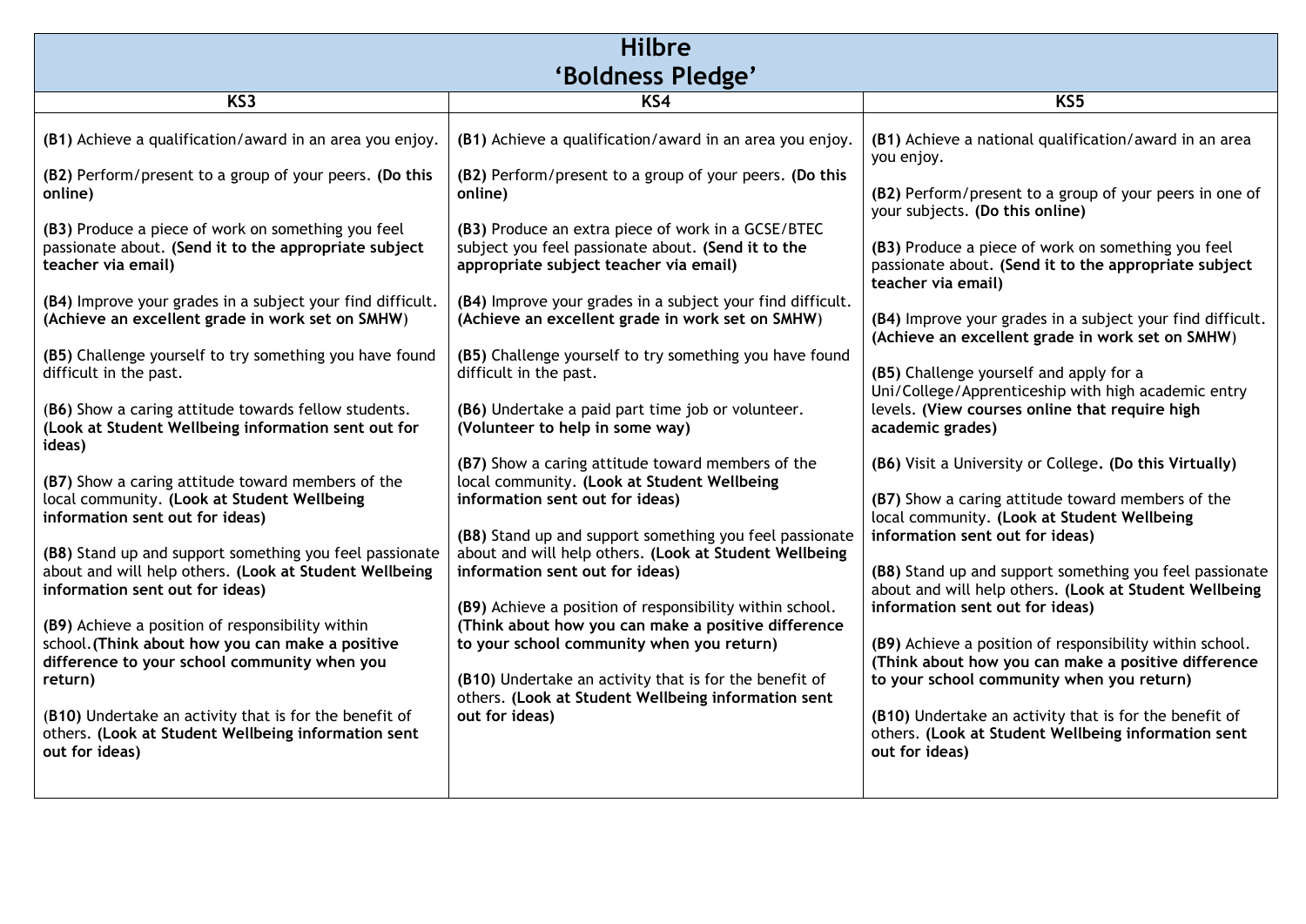# Hilbre
## 'Boldness Pledge'

| KS3 | KS4 | KS5 |
| --- | --- | --- |
| **(B1)** Achieve a qualification/award in an area you enjoy.<br><br>**(B2)** Perform/present to a group of your peers. **(Do this online)**<br><br>**(B3)** Produce a piece of work on something you feel passionate about. **(Send it to the appropriate subject teacher via email)**<br><br>**(B4)** Improve your grades in a subject your find difficult. **(Achieve an excellent grade in work set on SMHW)**<br><br>**(B5)** Challenge yourself to try something you have found difficult in the past.<br><br>(**B6)** Show a caring attitude towards fellow students. **(Look at Student Wellbeing information sent out for ideas)**<br><br>**(B7)** Show a caring attitude toward members of the local community. **(Look at Student Wellbeing information sent out for ideas)**<br><br>**(B8)** Stand up and support something you feel passionate about and will help others. **(Look at Student Wellbeing information sent out for ideas)**<br><br>**(B9)** Achieve a position of responsibility within school. **(Think about how you can make a positive difference to your school community when you return)**<br><br>(**B10)** Undertake an activity that is for the benefit of others. **(Look at Student Wellbeing information sent out for ideas)** | **(B1)** Achieve a qualification/award in an area you enjoy.<br><br>**(B2)** Perform/present to a group of your peers. **(Do this online)**<br><br>**(B3)** Produce an extra piece of work in a GCSE/BTEC subject you feel passionate about. **(Send it to the appropriate subject teacher via email)**<br><br>**(B4)** Improve your grades in a subject your find difficult. **(Achieve an excellent grade in work set on SMHW)**<br><br>**(B5)** Challenge yourself to try something you have found difficult in the past.<br><br>**(B6)** Undertake a paid part time job or volunteer. **(Volunteer to help in some way)**<br><br>**(B7)** Show a caring attitude toward members of the local community. **(Look at Student Wellbeing information sent out for ideas)**<br><br>**(B8)** Stand up and support something you feel passionate about and will help others. **(Look at Student Wellbeing information sent out for ideas)**<br><br>**(B9)** Achieve a position of responsibility within school. **(Think about how you can make a positive difference to your school community when you return)**<br><br>**(B10)** Undertake an activity that is for the benefit of others. **(Look at Student Wellbeing information sent out for ideas)** | **(B1)** Achieve a national qualification/award in an area you enjoy.<br><br>**(B2)** Perform/present to a group of your peers in one of your subjects. **(Do this online)**<br><br>**(B3)** Produce a piece of work on something you feel passionate about. **(Send it to the appropriate subject teacher via email)**<br><br>**(B4)** Improve your grades in a subject your find difficult. **(Achieve an excellent grade in work set on SMHW)**<br><br>**(B5)** Challenge yourself and apply for a Uni/College/Apprenticeship with high academic entry levels. **(View courses online that require high academic grades)**<br><br>**(B6)** Visit a University or College**. (Do this Virtually)**<br><br>**(B7)** Show a caring attitude toward members of the local community. **(Look at Student Wellbeing information sent out for ideas)**<br><br>**(B8)** Stand up and support something you feel passionate about and will help others. **(Look at Student Wellbeing information sent out for ideas)**<br><br>**(B9)** Achieve a position of responsibility within school. **(Think about how you can make a positive difference to your school community when you return)**<br><br>**(B10)** Undertake an activity that is for the benefit of others. **(Look at Student Wellbeing information sent out for ideas)** |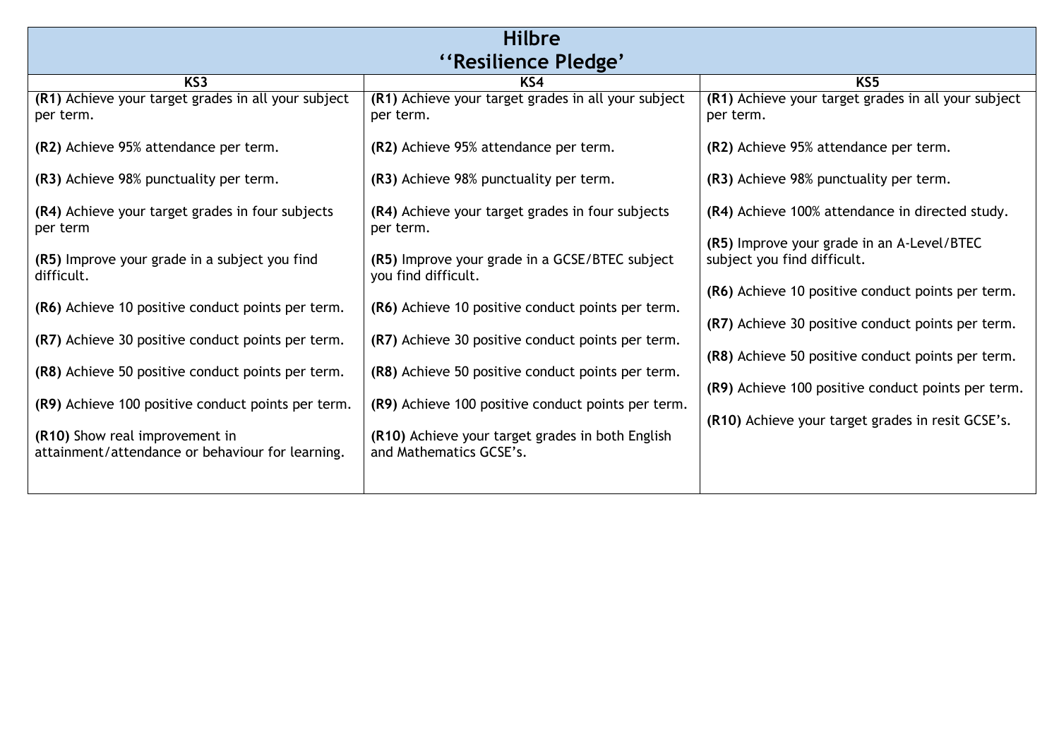| Hilbre<br>''Resilience Pledge' | | |
|---|---|---|
| **KS3** | **KS4** | **KS5** |
| **(R1)** Achieve your target grades in all your subject per term.<br><br>**(R2)** Achieve 95% attendance per term.<br><br>**(R3)** Achieve 98% punctuality per term.<br><br>**(R4)** Achieve your target grades in four subjects per term<br><br>**(R5)** Improve your grade in a subject you find difficult.<br><br>**(R6)** Achieve 10 positive conduct points per term.<br><br>**(R7)** Achieve 30 positive conduct points per term.<br><br>**(R8)** Achieve 50 positive conduct points per term.<br><br>**(R9)** Achieve 100 positive conduct points per term.<br><br>**(R10)** Show real improvement in attainment/attendance or behaviour for learning. | **(R1)** Achieve your target grades in all your subject per term.<br><br>**(R2)** Achieve 95% attendance per term.<br><br>**(R3)** Achieve 98% punctuality per term.<br><br>**(R4)** Achieve your target grades in four subjects per term.<br><br>**(R5)** Improve your grade in a GCSE/BTEC subject you find difficult.<br><br>**(R6)** Achieve 10 positive conduct points per term.<br><br>**(R7)** Achieve 30 positive conduct points per term.<br><br>**(R8)** Achieve 50 positive conduct points per term.<br><br>**(R9)** Achieve 100 positive conduct points per term.<br><br>**(R10)** Achieve your target grades in both English and Mathematics GCSE's. | **(R1)** Achieve your target grades in all your subject per term.<br><br>**(R2)** Achieve 95% attendance per term.<br><br>**(R3)** Achieve 98% punctuality per term.<br><br>**(R4)** Achieve 100% attendance in directed study.<br><br>**(R5)** Improve your grade in an A-Level/BTEC subject you find difficult.<br><br>**(R6)** Achieve 10 positive conduct points per term.<br><br>**(R7)** Achieve 30 positive conduct points per term.<br><br>**(R8)** Achieve 50 positive conduct points per term.<br><br>**(R9)** Achieve 100 positive conduct points per term.<br><br>**(R10)** Achieve your target grades in resit GCSE's. |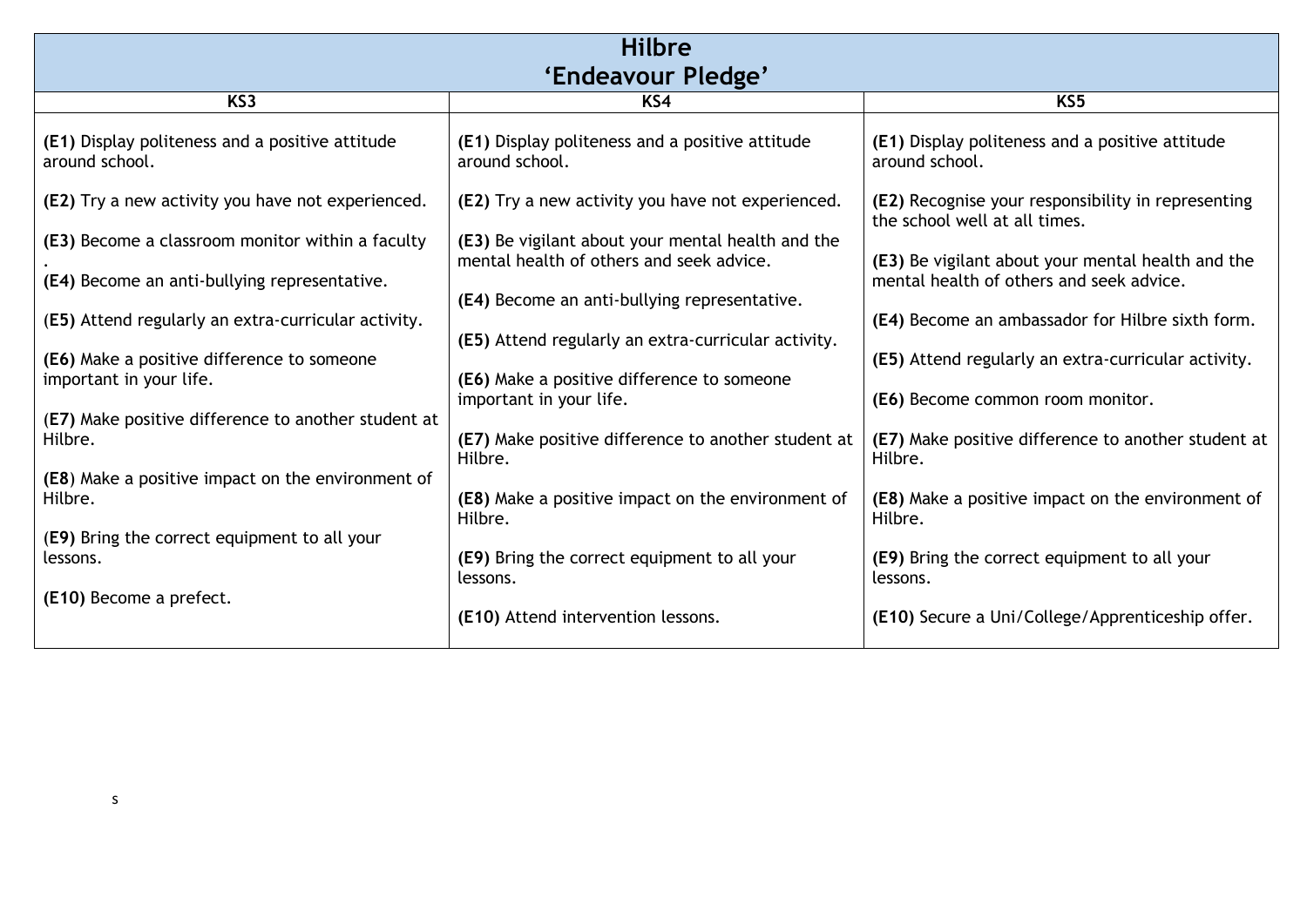# Hilbre
# 'Endeavour Pledge'

| KS3 | KS4 | KS5 |
|---|---|---|
| **(E1)** Display politeness and a positive attitude around school. | **(E1)** Display politeness and a positive attitude around school. | **(E1)** Display politeness and a positive attitude around school. |
| **(E2)** Try a new activity you have not experienced. | **(E2)** Try a new activity you have not experienced. | **(E2)** Recognise your responsibility in representing the school well at all times. |
| **(E3)** Become a classroom monitor within a faculty . | **(E3)** Be vigilant about your mental health and the mental health of others and seek advice. | **(E3)** Be vigilant about your mental health and the mental health of others and seek advice. |
| **(E4)** Become an anti-bullying representative. | **(E4)** Become an anti-bullying representative. | **(E4)** Become an ambassador for Hilbre sixth form. |
| **(E5)** Attend regularly an extra-curricular activity. | **(E5)** Attend regularly an extra-curricular activity. | **(E5)** Attend regularly an extra-curricular activity. |
| **(E6)** Make a positive difference to someone important in your life. | **(E6)** Make a positive difference to someone important in your life. | **(E6)** Become common room monitor. |
| **(E7)** Make positive difference to another student at Hilbre. | **(E7)** Make positive difference to another student at Hilbre. | **(E7)** Make positive difference to another student at Hilbre. |
| **(E8)** Make a positive impact on the environment of Hilbre. | **(E8)** Make a positive impact on the environment of Hilbre. | **(E8)** Make a positive impact on the environment of Hilbre. |
| **(E9)** Bring the correct equipment to all your lessons. | **(E9)** Bring the correct equipment to all your lessons. | **(E9)** Bring the correct equipment to all your lessons. |
| **(E10)** Become a prefect. | **(E10)** Attend intervention lessons. | **(E10)** Secure a Uni/College/Apprenticeship offer. |

s